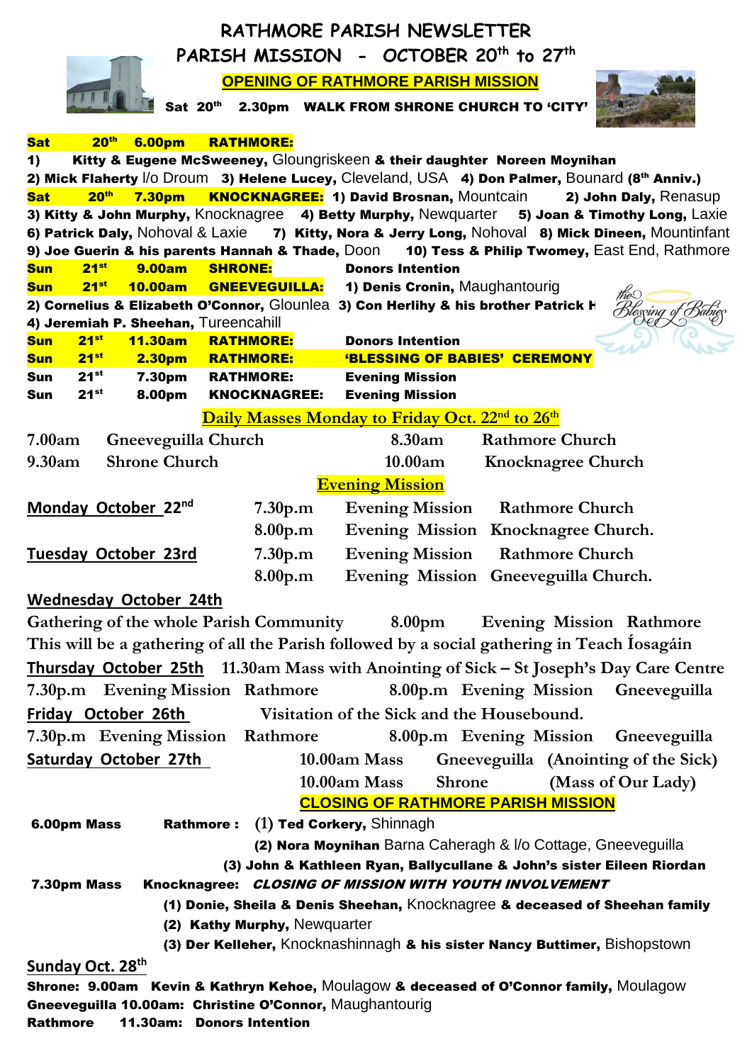# RATHMORE PARISH NEWSLETTER

## PARISH MISSION - OCTOBER 20th to 27th

**OPENING OF RATHMORE PARISH MISSION**

**Sat 20th 2.30pm WALK FROM SHRONE CHURCH TO 'CITY'**

**Sat 20th 6.00pm RATHMORE:**
1) **Kitty & Eugene McSweeney,** Gloungriskeen **& their daughter Noreen Moynihan**
2) **Mick Flaherty** l/o Droum 3) **Helene Lucey,** Cleveland, USA 4) **Don Palmer,** Bounard **(8th Anniv.)**

**Sat 20th 7.30pm KNOCKNAGREE:** 1) **David Brosnan,** Mountcain 2) **John Daly,** Renasup
3) **Kitty & John Murphy,** Knocknagree 4) **Betty Murphy,** Newquarter 5) **Joan & Timothy Long,** Laxie
6) **Patrick Daly,** Nohoval & Laxie 7) **Kitty, Nora & Jerry Long,** Nohoval 8) **Mick Dineen,** Mountinfant
9) **Joe Guerin & his parents Hannah & Thade,** Doon 10) **Tess & Philip Twomey,** East End, Rathmore

**Sun 21st 9.00am SHRONE:** **Donors Intention**

**Sun 21st 10.00am GNEEVEGUILLA:** 1) **Denis Cronin,** Maughantourig
2) **Cornelius & Elizabeth O'Connor,** Glounlea 3) **Con Herlihy & his brother Patrick H**
4) **Jeremiah P. Sheehan,** Tureencahill

**Sun 21st 11.30am RATHMORE:** **Donors Intention**

**Sun 21st 2.30pm RATHMORE:** **'BLESSING OF BABIES' CEREMONY**

**Sun 21st 7.30pm RATHMORE:** **Evening Mission**

**Sun 21st 8.00pm KNOCKNAGREE:** **Evening Mission**

## Daily Masses Monday to Friday Oct. 22nd to 26th

| | | | |
|---|---|---|---|
| 7.00am | Gneeveguilla Church | 8.30am | Rathmore Church |
| 9.30am | Shrone Church | 10.00am | Knocknagree Church |

## Evening Mission

**Monday October 22nd**
- 7.30p.m Evening Mission Rathmore Church
- 8.00p.m Evening Mission Knocknagree Church.

**Tuesday October 23rd**
- 7.30p.m Evening Mission Rathmore Church
- 8.00p.m Evening Mission Gneeveguilla Church.

**Wednesday October 24th**

Gathering of the whole Parish Community 8.00pm Evening Mission Rathmore

This will be a gathering of all the Parish followed by a social gathering in Teach Íosagáin

**Thursday October 25th** 11.30am Mass with Anointing of Sick – St Joseph's Day Care Centre

7.30p.m Evening Mission Rathmore 8.00p.m Evening Mission Gneeveguilla

**Friday October 26th** Visitation of the Sick and the Housebound.

7.30p.m Evening Mission Rathmore 8.00p.m Evening Mission Gneeveguilla

**Saturday October 27th**
- 10.00am Mass Gneeveguilla (Anointing of the Sick)
- 10.00am Mass Shrone (Mass of Our Lady)

**CLOSING OF RATHMORE PARISH MISSION**

**6.00pm Mass Rathmore :** (1) **Ted Corkery,** Shinnagh
(2) **Nora Moynihan** Barna Caheragh & l/o Cottage, Gneeveguilla
(3) **John & Kathleen Ryan, Ballycullane & John's sister Eileen Riordan**

**7.30pm Mass Knocknagree:** ***CLOSING OF MISSION WITH YOUTH INVOLVEMENT***
(1) **Donie, Sheila & Denis Sheehan,** Knocknagree **& deceased of Sheehan family**
(2) **Kathy Murphy,** Newquarter
(3) **Der Kelleher,** Knocknashinnagh **& his sister Nancy Buttimer,** Bishopstown

**Sunday Oct. 28th**

**Shrone: 9.00am Kevin & Kathryn Kehoe,** Moulagow **& deceased of O'Connor family,** Moulagow

**Gneeveguilla 10.00am: Christine O'Connor,** Maughantourig

**Rathmore 11.30am: Donors Intention**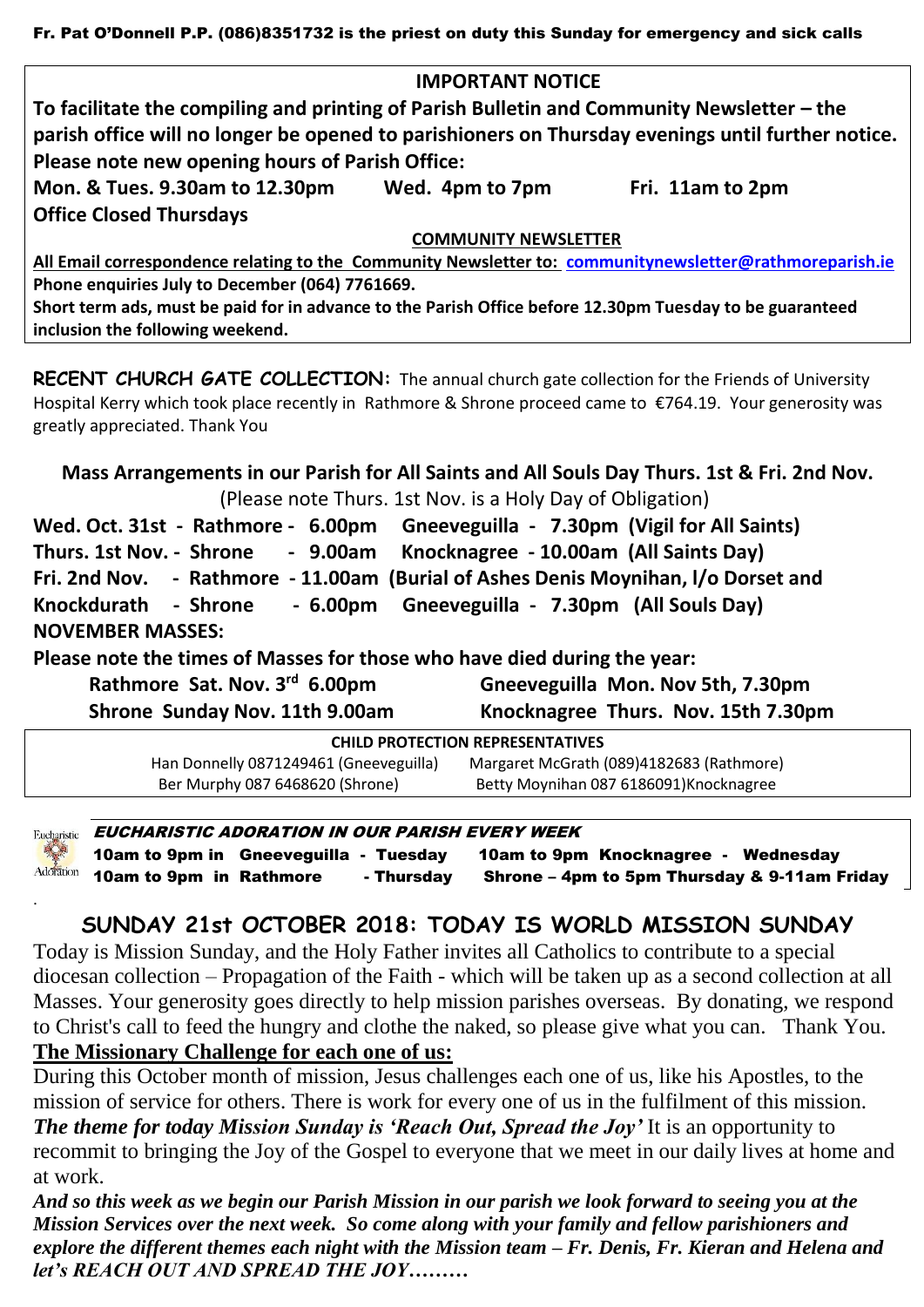**Fr. Pat O'Donnell P.P. (086)8351732 is the priest on duty this Sunday for emergency and sick calls**

**IMPORTANT NOTICE**

**To facilitate the compiling and printing of Parish Bulletin and Community Newsletter – the parish office will no longer be opened to parishioners on Thursday evenings until further notice. Please note new opening hours of Parish Office:**

**Mon. & Tues. 9.30am to 12.30pm Wed. 4pm to 7pm Fri. 11am to 2pm**

**Office Closed Thursdays**

**COMMUNITY NEWSLETTER**

**All Email correspondence relating to the Community Newsletter to: communitynewsletter@rathmoreparish.ie**

**Phone enquiries July to December (064) 7761669.**

**Short term ads, must be paid for in advance to the Parish Office before 12.30pm Tuesday to be guaranteed inclusion the following weekend.**

**RECENT CHURCH GATE COLLECTION:** The annual church gate collection for the Friends of University Hospital Kerry which took place recently in Rathmore & Shrone proceed came to €764.19. Your generosity was greatly appreciated. Thank You

**Mass Arrangements in our Parish for All Saints and All Souls Day Thurs. 1st & Fri. 2nd Nov.**

(Please note Thurs. 1st Nov. is a Holy Day of Obligation)

**Wed. Oct. 31st - Rathmore - 6.00pm Gneeveguilla - 7.30pm (Vigil for All Saints)**

**Thurs. 1st Nov. - Shrone - 9.00am Knocknagree - 10.00am (All Saints Day)**

**Fri. 2nd Nov. - Rathmore - 11.00am (Burial of Ashes Denis Moynihan, l/o Dorset and Knockdurath - Shrone - 6.00pm Gneeveguilla - 7.30pm (All Souls Day)**

**NOVEMBER MASSES:**

**Please note the times of Masses for those who have died during the year:**

**Rathmore Sat. Nov. 3rd 6.00pm Gneeveguilla Mon. Nov 5th, 7.30pm**

**Shrone Sunday Nov. 11th 9.00am Knocknagree Thurs. Nov. 15th 7.30pm**

**CHILD PROTECTION REPRESENTATIVES**

Han Donnelly 0871249461 (Gneeveguilla) Margaret McGrath (089)4182683 (Rathmore)

Ber Murphy 087 6468620 (Shrone) Betty Moynihan 087 6186091)Knocknagree

***EUCHARISTIC ADORATION IN OUR PARISH EVERY WEEK***

**10am to 9pm in Gneeveguilla - Tuesday 10am to 9pm Knocknagree - Wednesday**

**10am to 9pm in Rathmore - Thursday Shrone – 4pm to 5pm Thursday & 9-11am Friday**

## SUNDAY 21st OCTOBER 2018: TODAY IS WORLD MISSION SUNDAY

Today is Mission Sunday, and the Holy Father invites all Catholics to contribute to a special diocesan collection – Propagation of the Faith - which will be taken up as a second collection at all Masses. Your generosity goes directly to help mission parishes overseas. By donating, we respond to Christ's call to feed the hungry and clothe the naked, so please give what you can. Thank You.

**The Missionary Challenge for each one of us:**

During this October month of mission, Jesus challenges each one of us, like his Apostles, to the mission of service for others. There is work for every one of us in the fulfilment of this mission. ***The theme for today Mission Sunday is 'Reach Out, Spread the Joy'*** It is an opportunity to recommit to bringing the Joy of the Gospel to everyone that we meet in our daily lives at home and at work.

***And so this week as we begin our Parish Mission in our parish we look forward to seeing you at the Mission Services over the next week. So come along with your family and fellow parishioners and explore the different themes each night with the Mission team – Fr. Denis, Fr. Kieran and Helena and let's REACH OUT AND SPREAD THE JOY………***